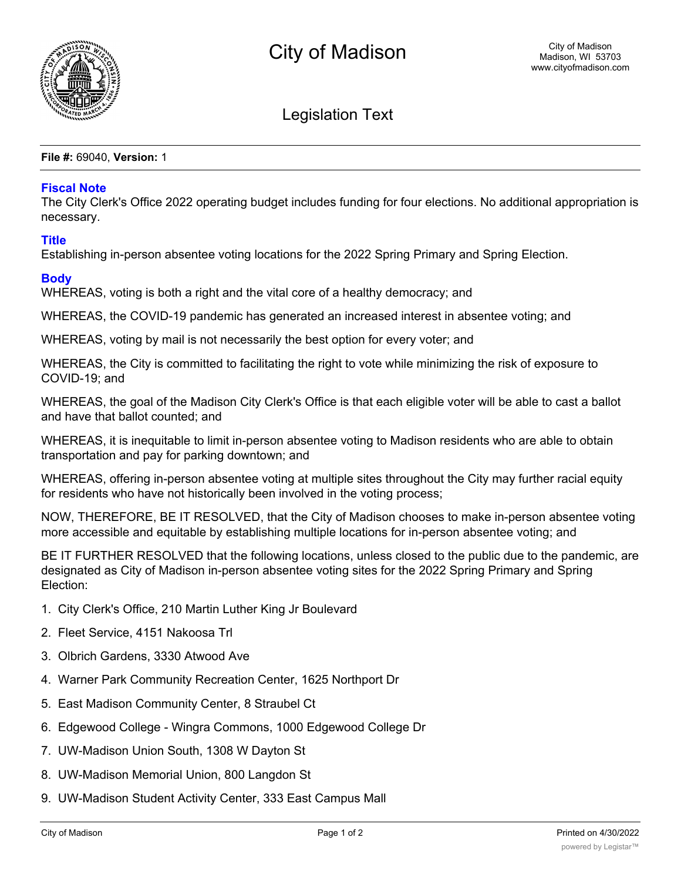# City of Madison

City of Madison
Madison, WI 53703
www.cityofmadison.com

## Legislation Text

**File #:** 69040, **Version:** 1

### Fiscal Note

The City Clerk's Office 2022 operating budget includes funding for four elections. No additional appropriation is necessary.

### Title

Establishing in-person absentee voting locations for the 2022 Spring Primary and Spring Election.

### Body

WHEREAS, voting is both a right and the vital core of a healthy democracy; and

WHEREAS, the COVID-19 pandemic has generated an increased interest in absentee voting; and

WHEREAS, voting by mail is not necessarily the best option for every voter; and

WHEREAS, the City is committed to facilitating the right to vote while minimizing the risk of exposure to COVID-19; and

WHEREAS, the goal of the Madison City Clerk's Office is that each eligible voter will be able to cast a ballot and have that ballot counted; and

WHEREAS, it is inequitable to limit in-person absentee voting to Madison residents who are able to obtain transportation and pay for parking downtown; and

WHEREAS, offering in-person absentee voting at multiple sites throughout the City may further racial equity for residents who have not historically been involved in the voting process;

NOW, THEREFORE, BE IT RESOLVED, that the City of Madison chooses to make in-person absentee voting more accessible and equitable by establishing multiple locations for in-person absentee voting; and

BE IT FURTHER RESOLVED that the following locations, unless closed to the public due to the pandemic, are designated as City of Madison in-person absentee voting sites for the 2022 Spring Primary and Spring Election:

1. City Clerk's Office, 210 Martin Luther King Jr Boulevard
2. Fleet Service, 4151 Nakoosa Trl
3. Olbrich Gardens, 3330 Atwood Ave
4. Warner Park Community Recreation Center, 1625 Northport Dr
5. East Madison Community Center, 8 Straubel Ct
6. Edgewood College - Wingra Commons, 1000 Edgewood College Dr
7. UW-Madison Union South, 1308 W Dayton St
8. UW-Madison Memorial Union, 800 Langdon St
9. UW-Madison Student Activity Center, 333 East Campus Mall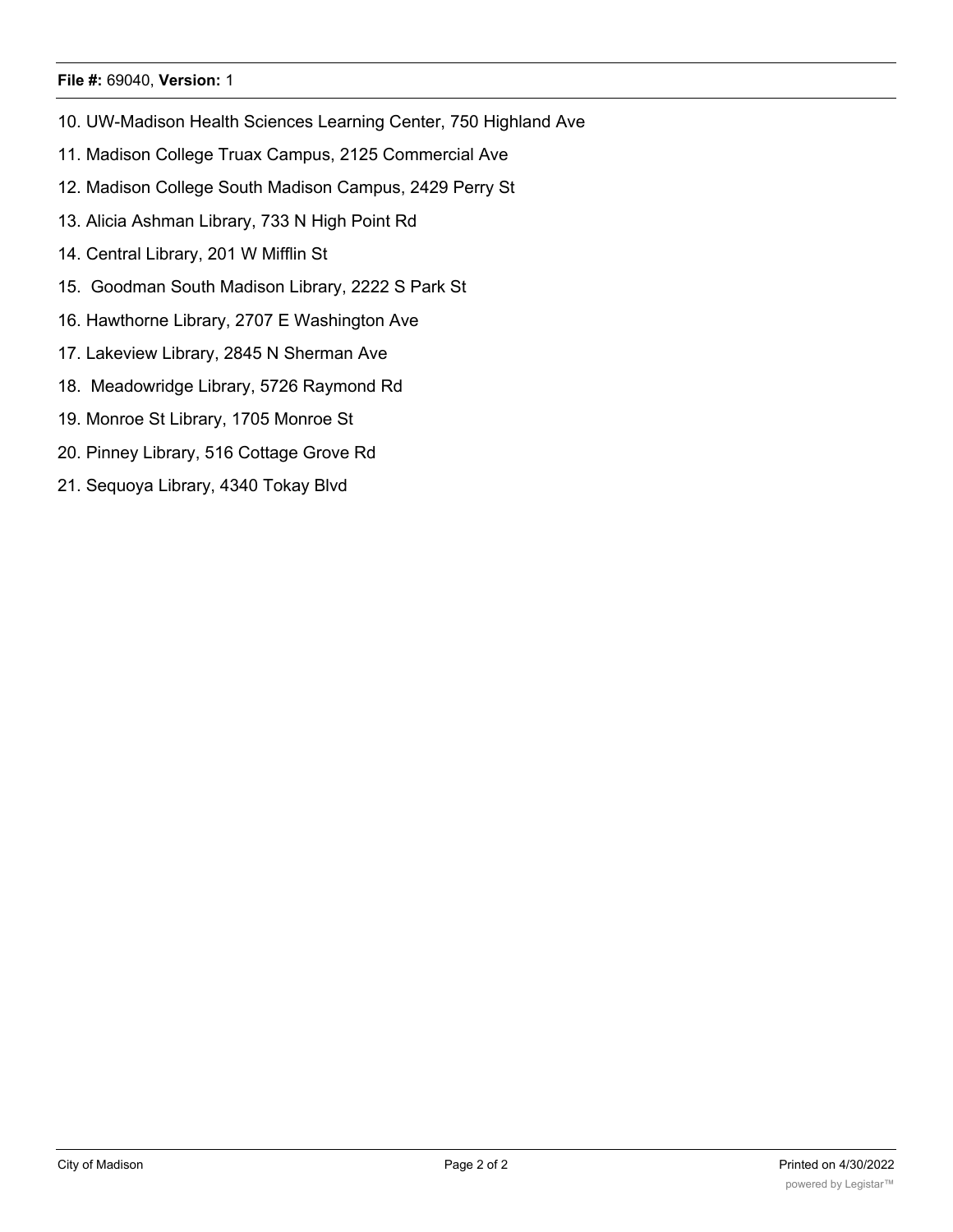10. UW-Madison Health Sciences Learning Center, 750 Highland Ave
11. Madison College Truax Campus, 2125 Commercial Ave
12. Madison College South Madison Campus, 2429 Perry St
13. Alicia Ashman Library, 733 N High Point Rd
14. Central Library, 201 W Mifflin St
15. Goodman South Madison Library, 2222 S Park St
16. Hawthorne Library, 2707 E Washington Ave
17. Lakeview Library, 2845 N Sherman Ave
18. Meadowridge Library, 5726 Raymond Rd
19. Monroe St Library, 1705 Monroe St
20. Pinney Library, 516 Cottage Grove Rd
21. Sequoya Library, 4340 Tokay Blvd